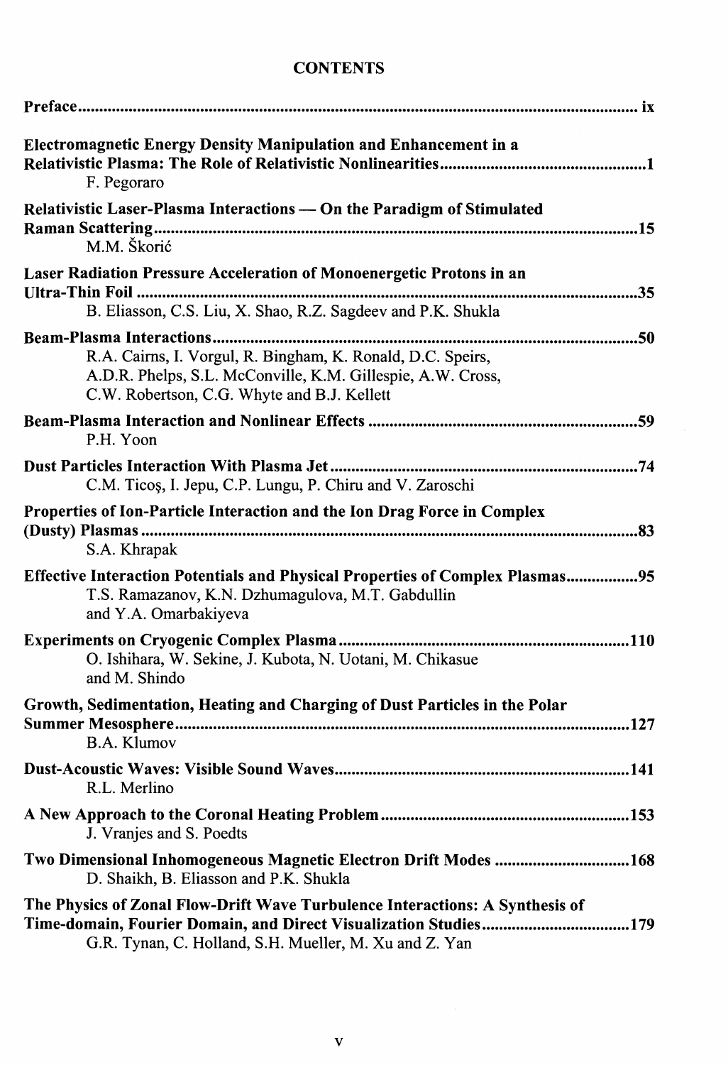# CONTENTS

**Preface** ........................................................................................................................ ix

**Electromagnetic Energy Density Manipulation and Enhancement in a Relativistic Plasma: The Role of Relativistic Nonlinearities** .................................................. 1
F. Pegoraro

**Relativistic Laser-Plasma Interactions — On the Paradigm of Stimulated Raman Scattering** ........................................................................................................ 15
M.M. Škorić

**Laser Radiation Pressure Acceleration of Monoenergetic Protons in an Ultra-Thin Foil** ........................................................................................................ 35
B. Eliasson, C.S. Liu, X. Shao, R.Z. Sagdeev and P.K. Shukla

**Beam-Plasma Interactions** ........................................................................................ 50
R.A. Cairns, I. Vorgul, R. Bingham, K. Ronald, D.C. Speirs, A.D.R. Phelps, S.L. McConville, K.M. Gillespie, A.W. Cross, C.W. Robertson, C.G. Whyte and B.J. Kellett

**Beam-Plasma Interaction and Nonlinear Effects** .................................................... 59
P.H. Yoon

**Dust Particles Interaction With Plasma Jet** .............................................................. 74
C.M. Ticoş, I. Jepu, C.P. Lungu, P. Chiru and V. Zaroschi

**Properties of Ion-Particle Interaction and the Ion Drag Force in Complex (Dusty) Plasmas** ........................................................................................................ 83
S.A. Khrapak

**Effective Interaction Potentials and Physical Properties of Complex Plasmas** ................ 95
T.S. Ramazanov, K.N. Dzhumagulova, M.T. Gabdullin and Y.A. Omarbakiyeva

**Experiments on Cryogenic Complex Plasma** .......................................................... 110
O. Ishihara, W. Sekine, J. Kubota, N. Uotani, M. Chikasue and M. Shindo

**Growth, Sedimentation, Heating and Charging of Dust Particles in the Polar Summer Mesosphere** .............................................................................................. 127
B.A. Klumov

**Dust-Acoustic Waves: Visible Sound Waves** ............................................................ 141
R.L. Merlino

**A New Approach to the Coronal Heating Problem** ................................................ 153
J. Vranjes and S. Poedts

**Two Dimensional Inhomogeneous Magnetic Electron Drift Modes** ........................... 168
D. Shaikh, B. Eliasson and P.K. Shukla

**The Physics of Zonal Flow-Drift Wave Turbulence Interactions: A Synthesis of Time-domain, Fourier Domain, and Direct Visualization Studies** .............................. 179
G.R. Tynan, C. Holland, S.H. Mueller, M. Xu and Z. Yan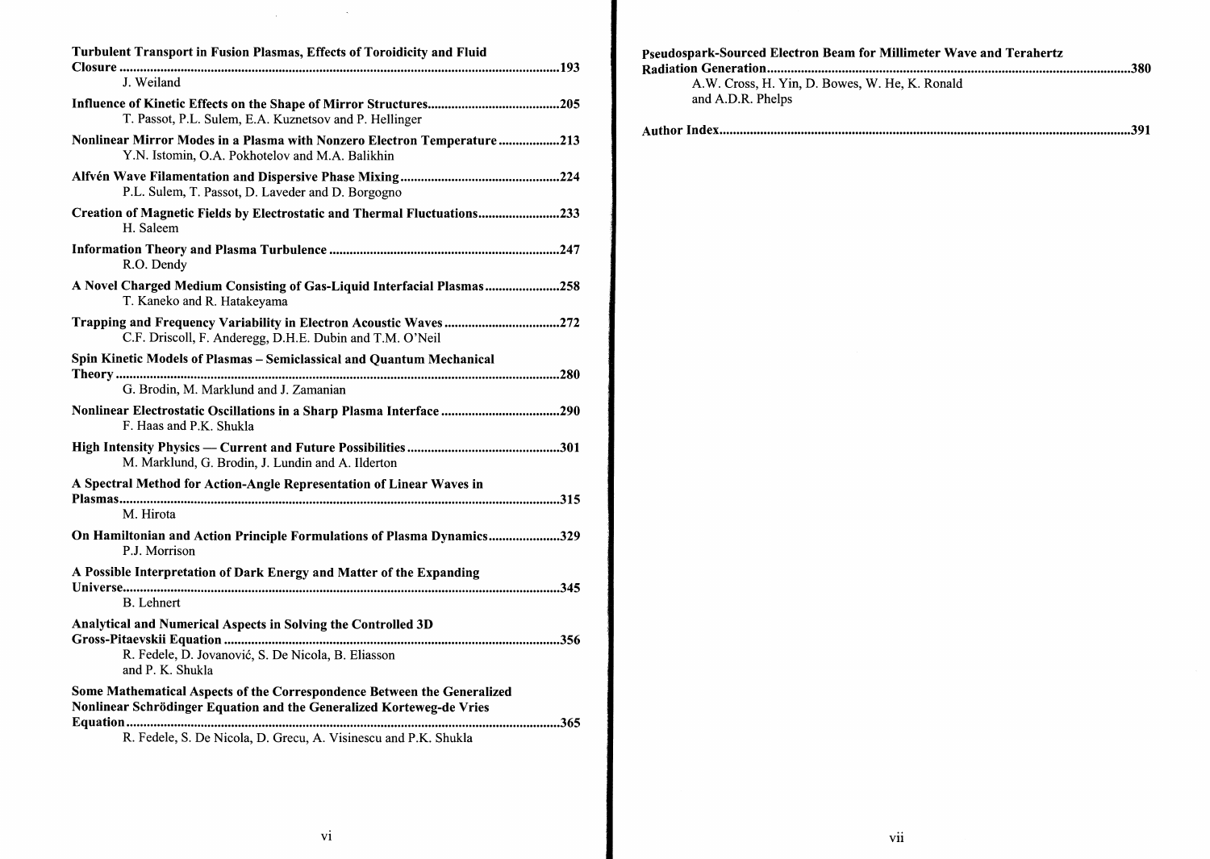**Turbulent Transport in Fusion Plasmas, Effects of Toroidicity and Fluid Closure** ........ 193
J. Weiland

**Influence of Kinetic Effects on the Shape of Mirror Structures** ........ 205
T. Passot, P.L. Sulem, E.A. Kuznetsov and P. Hellinger

**Nonlinear Mirror Modes in a Plasma with Nonzero Electron Temperature** ........ 213
Y.N. Istomin, O.A. Pokhotelov and M.A. Balikhin

**Alfvén Wave Filamentation and Dispersive Phase Mixing** ........ 224
P.L. Sulem, T. Passot, D. Laveder and D. Borgogno

**Creation of Magnetic Fields by Electrostatic and Thermal Fluctuations** ........ 233
H. Saleem

**Information Theory and Plasma Turbulence** ........ 247
R.O. Dendy

**A Novel Charged Medium Consisting of Gas-Liquid Interfacial Plasmas** ........ 258
T. Kaneko and R. Hatakeyama

**Trapping and Frequency Variability in Electron Acoustic Waves** ........ 272
C.F. Driscoll, F. Anderegg, D.H.E. Dubin and T.M. O'Neil

**Spin Kinetic Models of Plasmas – Semiclassical and Quantum Mechanical Theory** ........ 280
G. Brodin, M. Marklund and J. Zamanian

**Nonlinear Electrostatic Oscillations in a Sharp Plasma Interface** ........ 290
F. Haas and P.K. Shukla

**High Intensity Physics — Current and Future Possibilities** ........ 301
M. Marklund, G. Brodin, J. Lundin and A. Ilderton

**A Spectral Method for Action-Angle Representation of Linear Waves in Plasmas** ........ 315
M. Hirota

**On Hamiltonian and Action Principle Formulations of Plasma Dynamics** ........ 329
P.J. Morrison

**A Possible Interpretation of Dark Energy and Matter of the Expanding Universe** ........ 345
B. Lehnert

**Analytical and Numerical Aspects in Solving the Controlled 3D Gross-Pitaevskii Equation** ........ 356
R. Fedele, D. Jovanović, S. De Nicola, B. Eliasson and P. K. Shukla

**Some Mathematical Aspects of the Correspondence Between the Generalized Nonlinear Schrödinger Equation and the Generalized Korteweg-de Vries Equation** ........ 365
R. Fedele, S. De Nicola, D. Grecu, A. Visinescu and P.K. Shukla

**Pseudospark-Sourced Electron Beam for Millimeter Wave and Terahertz Radiation Generation** ........ 380
A.W. Cross, H. Yin, D. Bowes, W. He, K. Ronald and A.D.R. Phelps

**Author Index** ........ 391